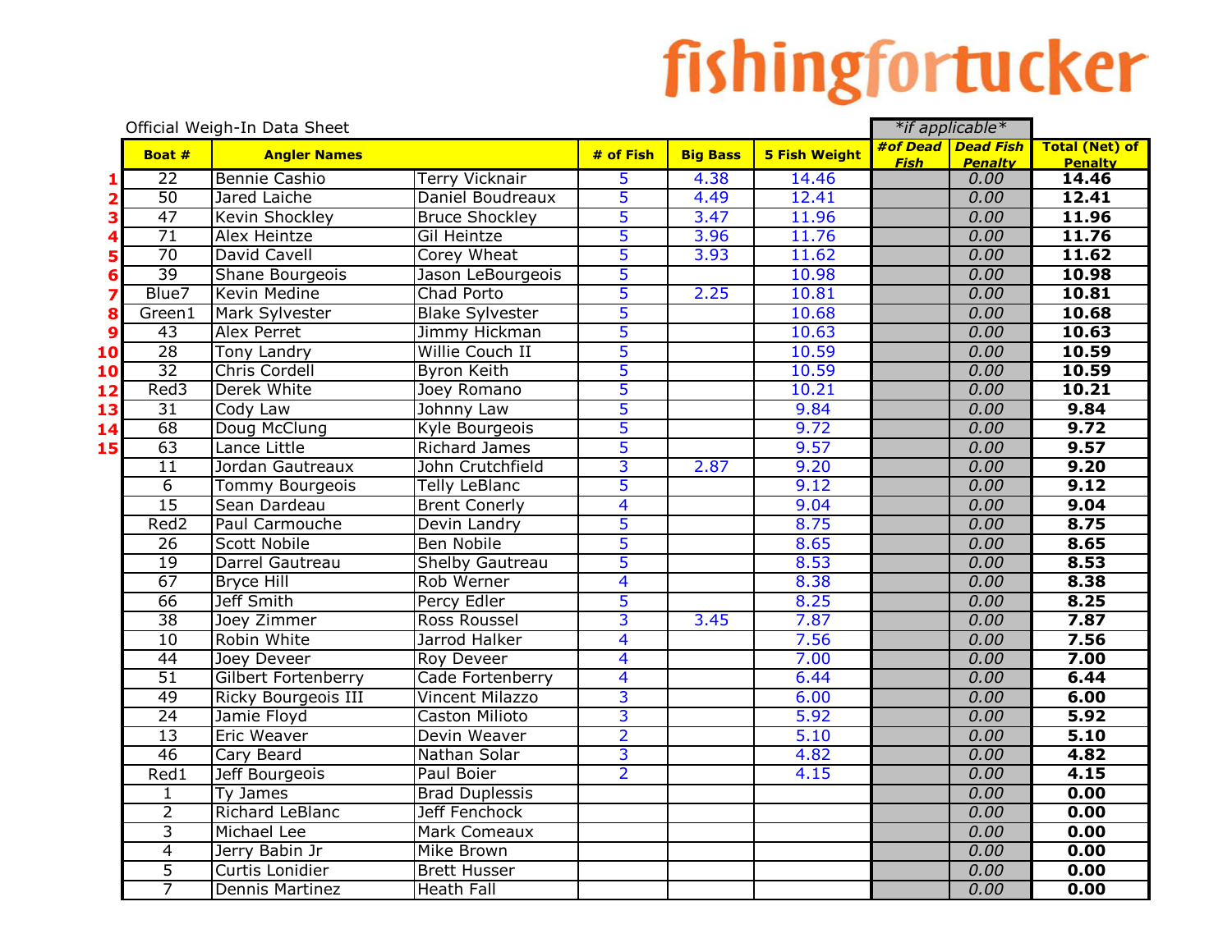# fishingfortucker

Official Weigh-In Data Sheet

| | Boat # | Angler Names | | # of Fish | Big Bass | 5 Fish Weight | *if applicable* #of Dead Fish | *if applicable* Dead Fish Penalty | Total (Net) of Penalty |
|---|---|---|---|---|---|---|---|---|---|
| 1 | 22 | Bennie Cashio | Terry Vicknair | 5 | 4.38 | 14.46 | | 0.00 | **14.46** |
| 2 | 50 | Jared Laiche | Daniel Boudreaux | 5 | 4.49 | 12.41 | | 0.00 | **12.41** |
| 3 | 47 | Kevin Shockley | Bruce Shockley | 5 | 3.47 | 11.96 | | 0.00 | **11.96** |
| 4 | 71 | Alex Heintze | Gil Heintze | 5 | 3.96 | 11.76 | | 0.00 | **11.76** |
| 5 | 70 | David Cavell | Corey Wheat | 5 | 3.93 | 11.62 | | 0.00 | **11.62** |
| 6 | 39 | Shane Bourgeois | Jason LeBourgeois | 5 | | 10.98 | | 0.00 | **10.98** |
| 7 | Blue7 | Kevin Medine | Chad Porto | 5 | 2.25 | 10.81 | | 0.00 | **10.81** |
| 8 | Green1 | Mark Sylvester | Blake Sylvester | 5 | | 10.68 | | 0.00 | **10.68** |
| 9 | 43 | Alex Perret | Jimmy Hickman | 5 | | 10.63 | | 0.00 | **10.63** |
| 10 | 28 | Tony Landry | Willie Couch II | 5 | | 10.59 | | 0.00 | **10.59** |
| 10 | 32 | Chris Cordell | Byron Keith | 5 | | 10.59 | | 0.00 | **10.59** |
| 12 | Red3 | Derek White | Joey Romano | 5 | | 10.21 | | 0.00 | **10.21** |
| 13 | 31 | Cody Law | Johnny Law | 5 | | 9.84 | | 0.00 | **9.84** |
| 14 | 68 | Doug McClung | Kyle Bourgeois | 5 | | 9.72 | | 0.00 | **9.72** |
| 15 | 63 | Lance Little | Richard James | 5 | | 9.57 | | 0.00 | **9.57** |
| | 11 | Jordan Gautreaux | John Crutchfield | 3 | 2.87 | 9.20 | | 0.00 | **9.20** |
| | 6 | Tommy Bourgeois | Telly LeBlanc | 5 | | 9.12 | | 0.00 | **9.12** |
| | 15 | Sean Dardeau | Brent Conerly | 4 | | 9.04 | | 0.00 | **9.04** |
| | Red2 | Paul Carmouche | Devin Landry | 5 | | 8.75 | | 0.00 | **8.75** |
| | 26 | Scott Nobile | Ben Nobile | 5 | | 8.65 | | 0.00 | **8.65** |
| | 19 | Darrel Gautreau | Shelby Gautreau | 5 | | 8.53 | | 0.00 | **8.53** |
| | 67 | Bryce Hill | Rob Werner | 4 | | 8.38 | | 0.00 | **8.38** |
| | 66 | Jeff Smith | Percy Edler | 5 | | 8.25 | | 0.00 | **8.25** |
| | 38 | Joey Zimmer | Ross Roussel | 3 | 3.45 | 7.87 | | 0.00 | **7.87** |
| | 10 | Robin White | Jarrod Halker | 4 | | 7.56 | | 0.00 | **7.56** |
| | 44 | Joey Deveer | Roy Deveer | 4 | | 7.00 | | 0.00 | **7.00** |
| | 51 | Gilbert Fortenberry | Cade Fortenberry | 4 | | 6.44 | | 0.00 | **6.44** |
| | 49 | Ricky Bourgeois III | Vincent Milazzo | 3 | | 6.00 | | 0.00 | **6.00** |
| | 24 | Jamie Floyd | Caston Milioto | 3 | | 5.92 | | 0.00 | **5.92** |
| | 13 | Eric Weaver | Devin Weaver | 2 | | 5.10 | | 0.00 | **5.10** |
| | 46 | Cary Beard | Nathan Solar | 3 | | 4.82 | | 0.00 | **4.82** |
| | Red1 | Jeff Bourgeois | Paul Boier | 2 | | 4.15 | | 0.00 | **4.15** |
| | 1 | Ty James | Brad Duplessis | | | | | 0.00 | **0.00** |
| | 2 | Richard LeBlanc | Jeff Fenchock | | | | | 0.00 | **0.00** |
| | 3 | Michael Lee | Mark Comeaux | | | | | 0.00 | **0.00** |
| | 4 | Jerry Babin Jr | Mike Brown | | | | | 0.00 | **0.00** |
| | 5 | Curtis Lonidier | Brett Husser | | | | | 0.00 | **0.00** |
| | 7 | Dennis Martinez | Heath Fall | | | | | 0.00 | **0.00** |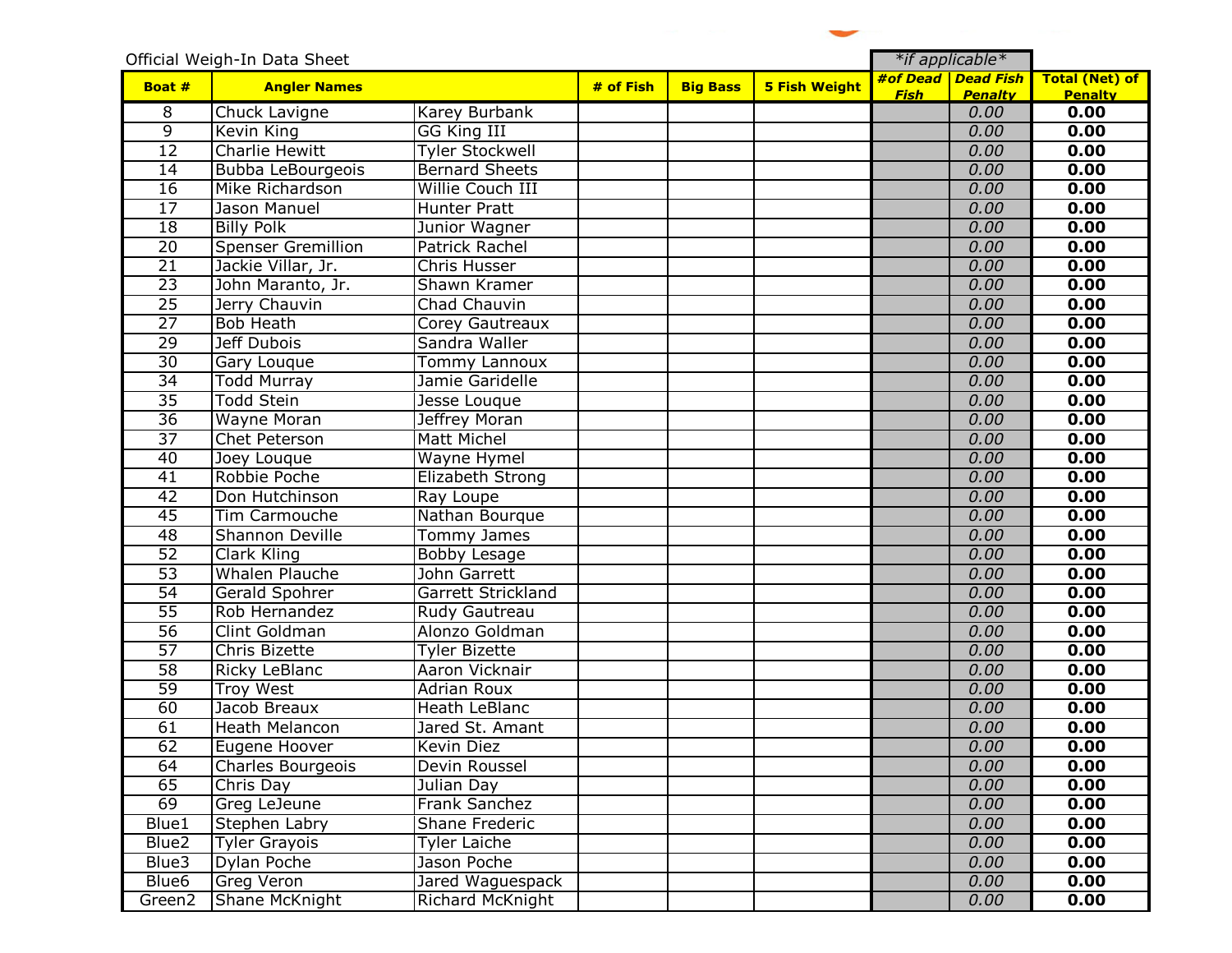Official Weigh-In Data Sheet

| Boat # | Angler Names | | # of Fish | Big Bass | 5 Fish Weight | *if applicable* *#of Dead Fish* | *Dead Fish Penalty* | Total (Net) of Penalty |
|---|---|---|---|---|---|---|---|---|
| 8 | Chuck Lavigne | Karey Burbank | | | | | *0.00* | **0.00** |
| 9 | Kevin King | GG King III | | | | | *0.00* | **0.00** |
| 12 | Charlie Hewitt | Tyler Stockwell | | | | | *0.00* | **0.00** |
| 14 | Bubba LeBourgeois | Bernard Sheets | | | | | *0.00* | **0.00** |
| 16 | Mike Richardson | Willie Couch III | | | | | *0.00* | **0.00** |
| 17 | Jason Manuel | Hunter Pratt | | | | | *0.00* | **0.00** |
| 18 | Billy Polk | Junior Wagner | | | | | *0.00* | **0.00** |
| 20 | Spenser Gremillion | Patrick Rachel | | | | | *0.00* | **0.00** |
| 21 | Jackie Villar, Jr. | Chris Husser | | | | | *0.00* | **0.00** |
| 23 | John Maranto, Jr. | Shawn Kramer | | | | | *0.00* | **0.00** |
| 25 | Jerry Chauvin | Chad Chauvin | | | | | *0.00* | **0.00** |
| 27 | Bob Heath | Corey Gautreaux | | | | | *0.00* | **0.00** |
| 29 | Jeff Dubois | Sandra Waller | | | | | *0.00* | **0.00** |
| 30 | Gary Louque | Tommy Lannoux | | | | | *0.00* | **0.00** |
| 34 | Todd Murray | Jamie Garidelle | | | | | *0.00* | **0.00** |
| 35 | Todd Stein | Jesse Louque | | | | | *0.00* | **0.00** |
| 36 | Wayne Moran | Jeffrey Moran | | | | | *0.00* | **0.00** |
| 37 | Chet Peterson | Matt Michel | | | | | *0.00* | **0.00** |
| 40 | Joey Louque | Wayne Hymel | | | | | *0.00* | **0.00** |
| 41 | Robbie Poche | Elizabeth Strong | | | | | *0.00* | **0.00** |
| 42 | Don Hutchinson | Ray Loupe | | | | | *0.00* | **0.00** |
| 45 | Tim Carmouche | Nathan Bourque | | | | | *0.00* | **0.00** |
| 48 | Shannon Deville | Tommy James | | | | | *0.00* | **0.00** |
| 52 | Clark Kling | Bobby Lesage | | | | | *0.00* | **0.00** |
| 53 | Whalen Plauche | John Garrett | | | | | *0.00* | **0.00** |
| 54 | Gerald Spohrer | Garrett Strickland | | | | | *0.00* | **0.00** |
| 55 | Rob Hernandez | Rudy Gautreau | | | | | *0.00* | **0.00** |
| 56 | Clint Goldman | Alonzo Goldman | | | | | *0.00* | **0.00** |
| 57 | Chris Bizette | Tyler Bizette | | | | | *0.00* | **0.00** |
| 58 | Ricky LeBlanc | Aaron Vicknair | | | | | *0.00* | **0.00** |
| 59 | Troy West | Adrian Roux | | | | | *0.00* | **0.00** |
| 60 | Jacob Breaux | Heath LeBlanc | | | | | *0.00* | **0.00** |
| 61 | Heath Melancon | Jared St. Amant | | | | | *0.00* | **0.00** |
| 62 | Eugene Hoover | Kevin Diez | | | | | *0.00* | **0.00** |
| 64 | Charles Bourgeois | Devin Roussel | | | | | *0.00* | **0.00** |
| 65 | Chris Day | Julian Day | | | | | *0.00* | **0.00** |
| 69 | Greg LeJeune | Frank Sanchez | | | | | *0.00* | **0.00** |
| Blue1 | Stephen Labry | Shane Frederic | | | | | *0.00* | **0.00** |
| Blue2 | Tyler Grayois | Tyler Laiche | | | | | *0.00* | **0.00** |
| Blue3 | Dylan Poche | Jason Poche | | | | | *0.00* | **0.00** |
| Blue6 | Greg Veron | Jared Waguespack | | | | | *0.00* | **0.00** |
| Green2 | Shane McKnight | Richard McKnight | | | | | *0.00* | **0.00** |